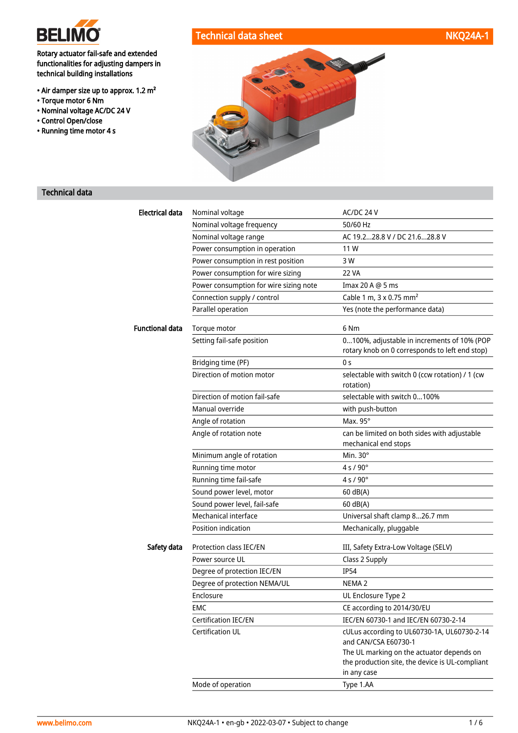# Technical data sheet NKQ24A-1

**BELIMO**

Rotary actuator fail-safe and extended functionalities for adjusting dampers in technical building installations

- Air damper size up to approx. 1.2 m²
- Torque motor 6 Nm
- Nominal voltage AC/DC 24 V
- Control Open/close
- Running time motor 4 s

## Technical data

| | | |
|---|---|---|
| **Electrical data** | Nominal voltage | AC/DC 24 V |
| | Nominal voltage frequency | 50/60 Hz |
| | Nominal voltage range | AC 19.2...28.8 V / DC 21.6...28.8 V |
| | Power consumption in operation | 11 W |
| | Power consumption in rest position | 3 W |
| | Power consumption for wire sizing | 22 VA |
| | Power consumption for wire sizing note | Imax 20 A @ 5 ms |
| | Connection supply / control | Cable 1 m, 3 x 0.75 mm² |
| | Parallel operation | Yes (note the performance data) |
| **Functional data** | Torque motor | 6 Nm |
| | Setting fail-safe position | 0...100%, adjustable in increments of 10% (POP rotary knob on 0 corresponds to left end stop) |
| | Bridging time (PF) | 0 s |
| | Direction of motion motor | selectable with switch 0 (ccw rotation) / 1 (cw rotation) |
| | Direction of motion fail-safe | selectable with switch 0...100% |
| | Manual override | with push-button |
| | Angle of rotation | Max. 95° |
| | Angle of rotation note | can be limited on both sides with adjustable mechanical end stops |
| | Minimum angle of rotation | Min. 30° |
| | Running time motor | 4 s / 90° |
| | Running time fail-safe | 4 s / 90° |
| | Sound power level, motor | 60 dB(A) |
| | Sound power level, fail-safe | 60 dB(A) |
| | Mechanical interface | Universal shaft clamp 8...26.7 mm |
| | Position indication | Mechanically, pluggable |
| **Safety data** | Protection class IEC/EN | III, Safety Extra-Low Voltage (SELV) |
| | Power source UL | Class 2 Supply |
| | Degree of protection IEC/EN | IP54 |
| | Degree of protection NEMA/UL | NEMA 2 |
| | Enclosure | UL Enclosure Type 2 |
| | EMC | CE according to 2014/30/EU |
| | Certification IEC/EN | IEC/EN 60730-1 and IEC/EN 60730-2-14 |
| | Certification UL | cULus according to UL60730-1A, UL60730-2-14 and CAN/CSA E60730-1<br>The UL marking on the actuator depends on the production site, the device is UL-compliant in any case |
| | Mode of operation | Type 1.AA |

www.belimo.com — NKQ24A-1 • en-gb • 2022-03-07 • Subject to change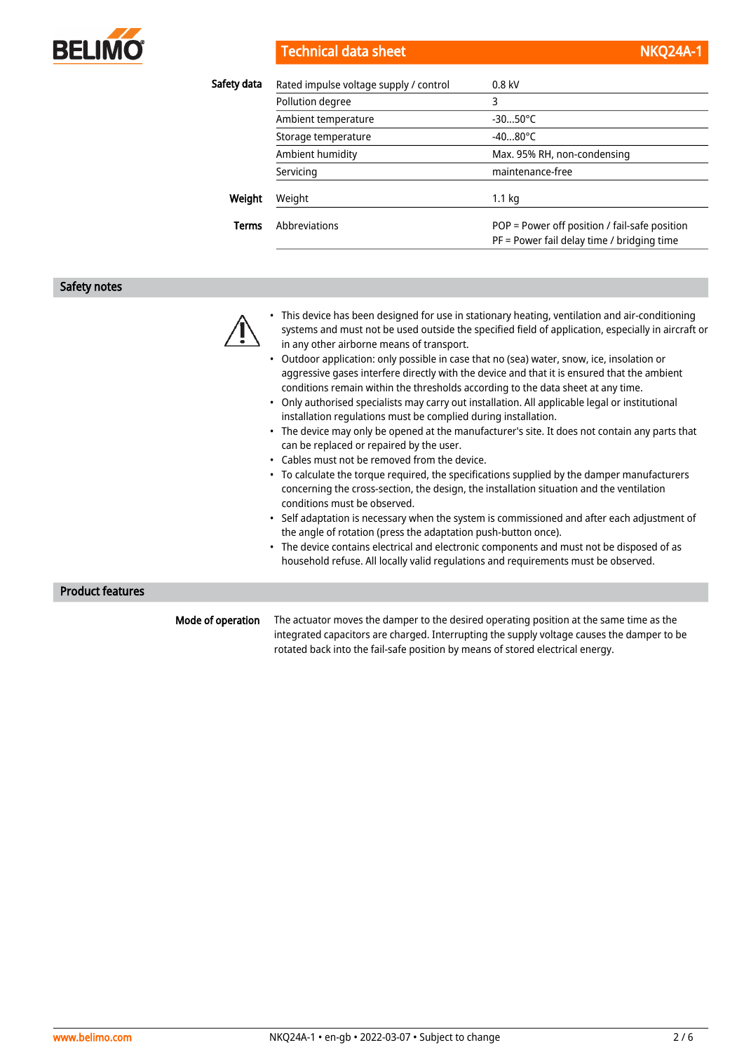| | | |
|---|---|---|
| **Safety data** | Rated impulse voltage supply / control | 0.8 kV |
| | Pollution degree | 3 |
| | Ambient temperature | -30...50°C |
| | Storage temperature | -40...80°C |
| | Ambient humidity | Max. 95% RH, non-condensing |
| | Servicing | maintenance-free |
| **Weight** | Weight | 1.1 kg |
| **Terms** | Abbreviations | POP = Power off position / fail-safe position<br>PF = Power fail delay time / bridging time |

## Safety notes

- This device has been designed for use in stationary heating, ventilation and air-conditioning systems and must not be used outside the specified field of application, especially in aircraft or in any other airborne means of transport.
- Outdoor application: only possible in case that no (sea) water, snow, ice, insolation or aggressive gases interfere directly with the device and that it is ensured that the ambient conditions remain within the thresholds according to the data sheet at any time.
- Only authorised specialists may carry out installation. All applicable legal or institutional installation regulations must be complied during installation.
- The device may only be opened at the manufacturer's site. It does not contain any parts that can be replaced or repaired by the user.
- Cables must not be removed from the device.
- To calculate the torque required, the specifications supplied by the damper manufacturers concerning the cross-section, the design, the installation situation and the ventilation conditions must be observed.
- Self adaptation is necessary when the system is commissioned and after each adjustment of the angle of rotation (press the adaptation push-button once).
- The device contains electrical and electronic components and must not be disposed of as household refuse. All locally valid regulations and requirements must be observed.

## Product features

**Mode of operation**

The actuator moves the damper to the desired operating position at the same time as the integrated capacitors are charged. Interrupting the supply voltage causes the damper to be rotated back into the fail-safe position by means of stored electrical energy.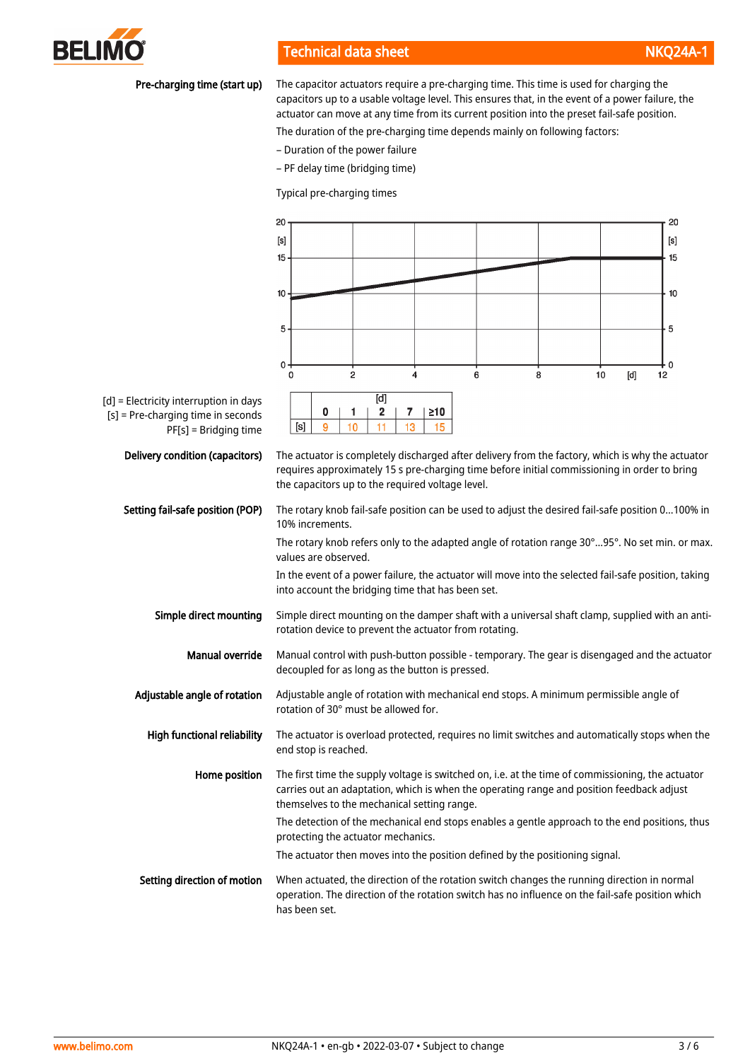**Pre-charging time (start up)**

The capacitor actuators require a pre-charging time. This time is used for charging the capacitors up to a usable voltage level. This ensures that, in the event of a power failure, the actuator can move at any time from its current position into the preset fail-safe position.

The duration of the pre-charging time depends mainly on following factors:

– Duration of the power failure

– PF delay time (bridging time)

Typical pre-charging times

[d] = Electricity interruption in days
[s] = Pre-charging time in seconds
PF[s] = Bridging time

| | [d] | | | | |
|---|---|---|---|---|---|
| | 0 | 1 | 2 | 7 | ≥10 |
| [s] | 9 | 10 | 11 | 13 | 15 |

**Delivery condition (capacitors)**

The actuator is completely discharged after delivery from the factory, which is why the actuator requires approximately 15 s pre-charging time before initial commissioning in order to bring the capacitors up to the required voltage level.

**Setting fail-safe position (POP)**

The rotary knob fail-safe position can be used to adjust the desired fail-safe position 0...100% in 10% increments.

The rotary knob refers only to the adapted angle of rotation range 30°...95°. No set min. or max. values are observed.

In the event of a power failure, the actuator will move into the selected fail-safe position, taking into account the bridging time that has been set.

**Simple direct mounting**

Simple direct mounting on the damper shaft with a universal shaft clamp, supplied with an anti-rotation device to prevent the actuator from rotating.

**Manual override**

Manual control with push-button possible - temporary. The gear is disengaged and the actuator decoupled for as long as the button is pressed.

**Adjustable angle of rotation**

Adjustable angle of rotation with mechanical end stops. A minimum permissible angle of rotation of 30° must be allowed for.

**High functional reliability**

The actuator is overload protected, requires no limit switches and automatically stops when the end stop is reached.

**Home position**

The first time the supply voltage is switched on, i.e. at the time of commissioning, the actuator carries out an adaptation, which is when the operating range and position feedback adjust themselves to the mechanical setting range.

The detection of the mechanical end stops enables a gentle approach to the end positions, thus protecting the actuator mechanics.

The actuator then moves into the position defined by the positioning signal.

**Setting direction of motion**

When actuated, the direction of the rotation switch changes the running direction in normal operation. The direction of the rotation switch has no influence on the fail-safe position which has been set.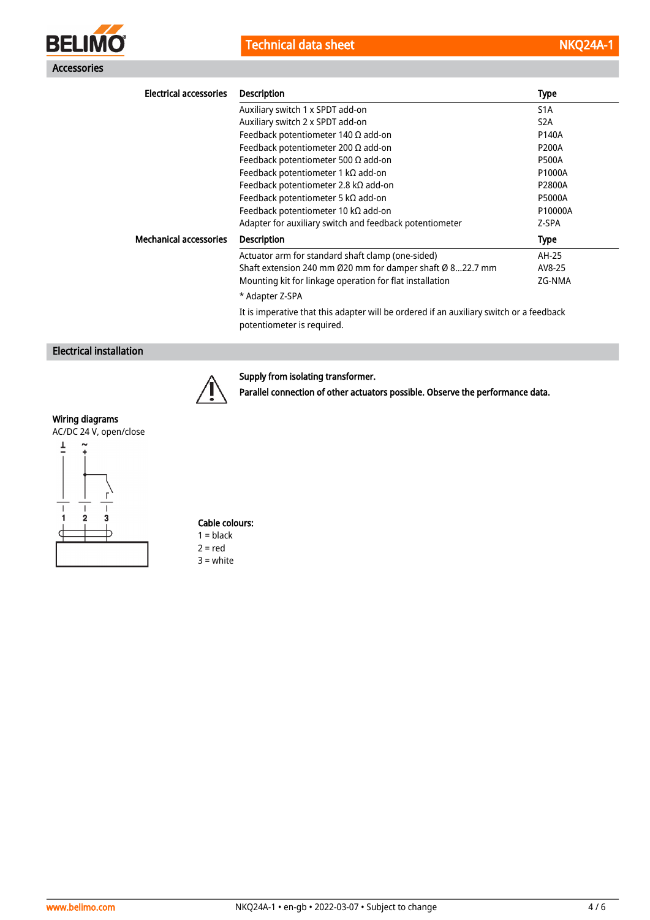## Accessories

**Electrical accessories**

| Description | Type |
|---|---|
| Auxiliary switch 1 x SPDT add-on | S1A |
| Auxiliary switch 2 x SPDT add-on | S2A |
| Feedback potentiometer 140 Ω add-on | P140A |
| Feedback potentiometer 200 Ω add-on | P200A |
| Feedback potentiometer 500 Ω add-on | P500A |
| Feedback potentiometer 1 kΩ add-on | P1000A |
| Feedback potentiometer 2.8 kΩ add-on | P2800A |
| Feedback potentiometer 5 kΩ add-on | P5000A |
| Feedback potentiometer 10 kΩ add-on | P10000A |
| Adapter for auxiliary switch and feedback potentiometer | Z-SPA |

**Mechanical accessories**

| Description | Type |
|---|---|
| Actuator arm for standard shaft clamp (one-sided) | AH-25 |
| Shaft extension 240 mm Ø20 mm for damper shaft Ø 8...22.7 mm | AV8-25 |
| Mounting kit for linkage operation for flat installation | ZG-NMA |

* Adapter Z-SPA

It is imperative that this adapter will be ordered if an auxiliary switch or a feedback potentiometer is required.

## Electrical installation

**Supply from isolating transformer.**

**Parallel connection of other actuators possible. Observe the performance data.**

### Wiring diagrams

AC/DC 24 V, open/close

**Cable colours:**

1 = black
2 = red
3 = white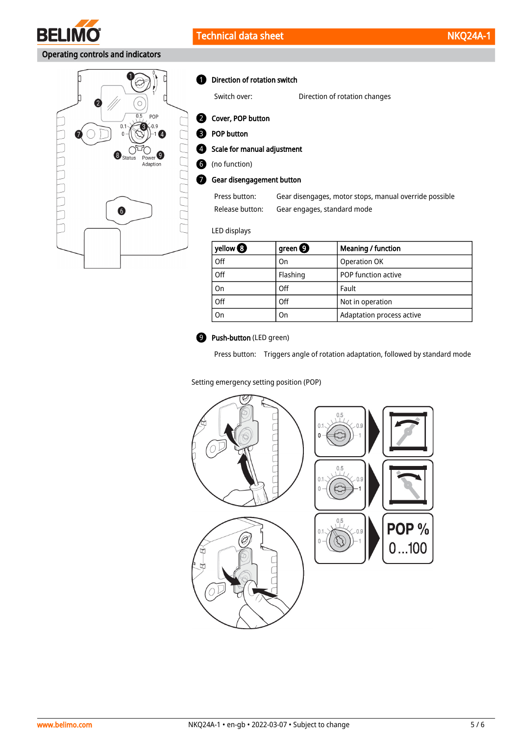## Operating controls and indicators

**1 Direction of rotation switch**

Switch over: Direction of rotation changes

**2 Cover, POP button**

**3 POP button**

**4 Scale for manual adjustment**

6 (no function)

**7 Gear disengagement button**

Press button: Gear disengages, motor stops, manual override possible

Release button: Gear engages, standard mode

LED displays

| yellow 8 | green 9 | Meaning / function |
|---|---|---|
| Off | On | Operation OK |
| Off | Flashing | POP function active |
| On | Off | Fault |
| Off | Off | Not in operation |
| On | On | Adaptation process active |

**9 Push-button** (LED green)

Press button: Triggers angle of rotation adaptation, followed by standard mode

Setting emergency setting position (POP)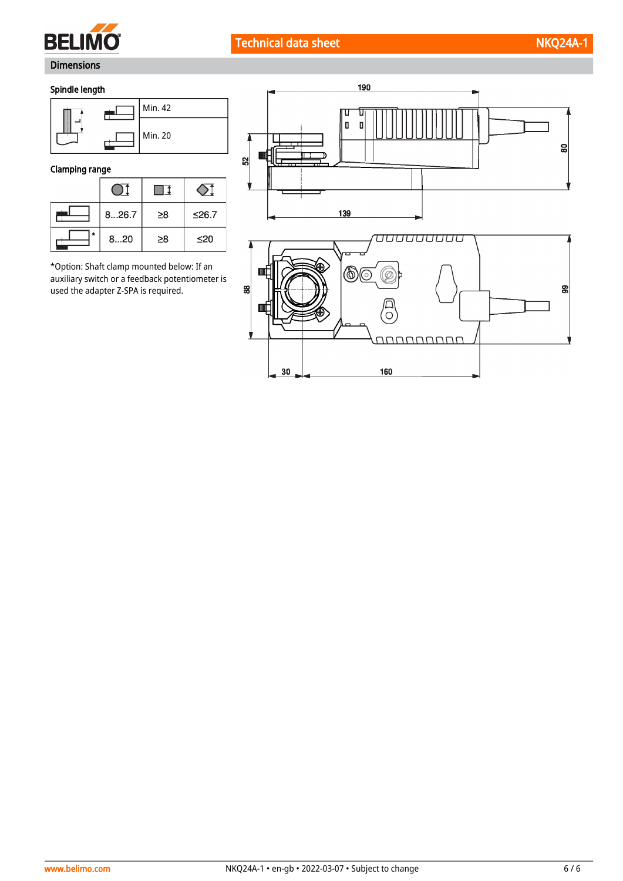## Dimensions

### Spindle length

| | |
|---|---|
| | Min. 42 |
| | Min. 20 |

### Clamping range

| | ● | ■ | ◆ |
|---|---|---|---|
| | 8...26.7 | ≥8 | ≤26.7 |
| * | 8...20 | ≥8 | ≤20 |

*Option: Shaft clamp mounted below: If an auxiliary switch or a feedback potentiometer is used the adapter Z-SPA is required.

190

52

80

139

88

99

30

160